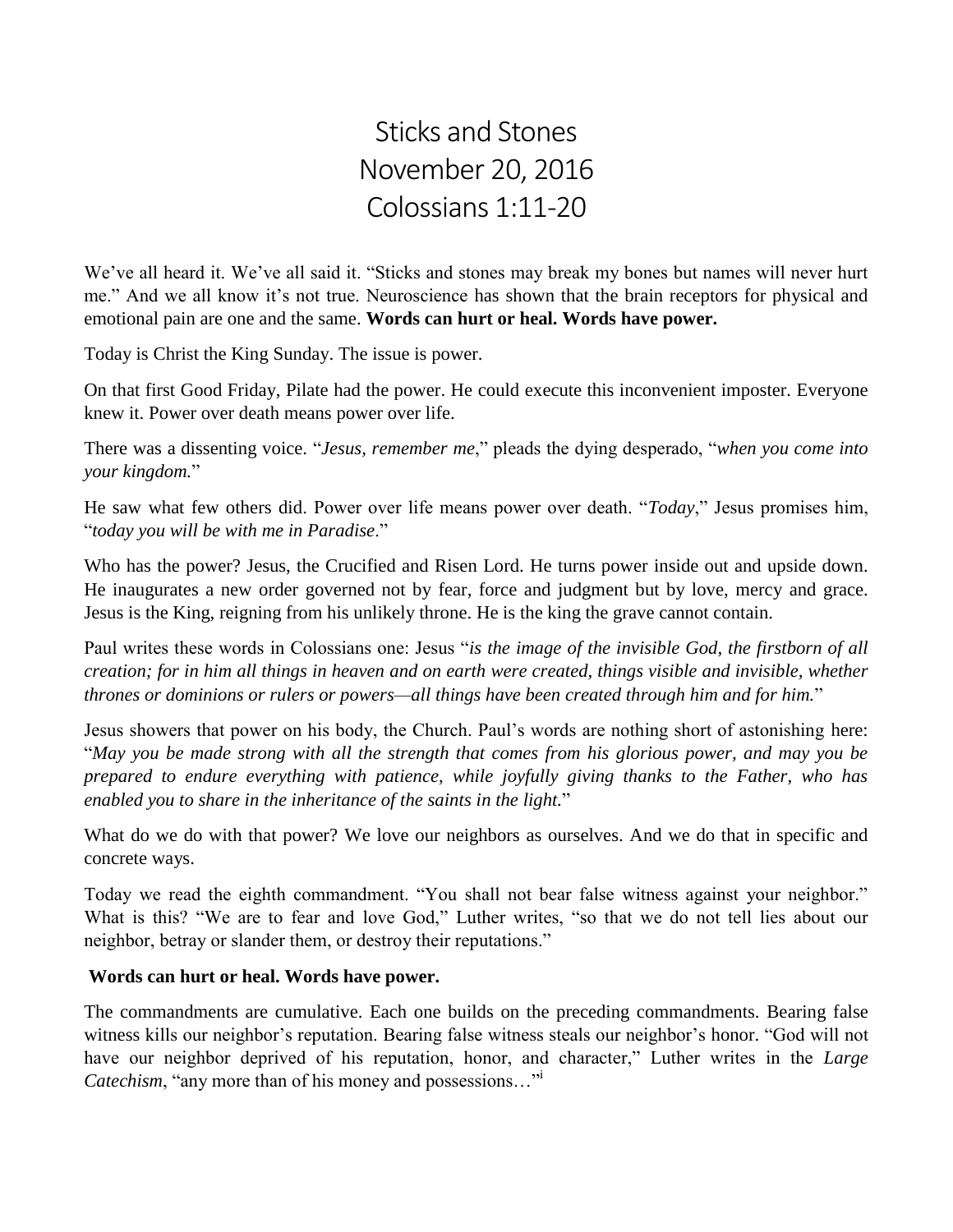# Sticks and Stones
# November 20, 2016
# Colossians 1:11-20

We've all heard it. We've all said it. "Sticks and stones may break my bones but names will never hurt me." And we all know it's not true. Neuroscience has shown that the brain receptors for physical and emotional pain are one and the same. **Words can hurt or heal. Words have power.**

Today is Christ the King Sunday. The issue is power.

On that first Good Friday, Pilate had the power. He could execute this inconvenient imposter. Everyone knew it. Power over death means power over life.

There was a dissenting voice. "*Jesus, remember me*," pleads the dying desperado, "*when you come into your kingdom.*"

He saw what few others did. Power over life means power over death. "*Today*," Jesus promises him, "*today you will be with me in Paradise*."

Who has the power? Jesus, the Crucified and Risen Lord. He turns power inside out and upside down. He inaugurates a new order governed not by fear, force and judgment but by love, mercy and grace. Jesus is the King, reigning from his unlikely throne. He is the king the grave cannot contain.

Paul writes these words in Colossians one: Jesus "*is the image of the invisible God, the firstborn of all creation; for in him all things in heaven and on earth were created, things visible and invisible, whether thrones or dominions or rulers or powers—all things have been created through him and for him.*"

Jesus showers that power on his body, the Church. Paul's words are nothing short of astonishing here: "*May you be made strong with all the strength that comes from his glorious power, and may you be prepared to endure everything with patience, while joyfully giving thanks to the Father, who has enabled you to share in the inheritance of the saints in the light.*"

What do we do with that power? We love our neighbors as ourselves. And we do that in specific and concrete ways.

Today we read the eighth commandment. "You shall not bear false witness against your neighbor." What is this? "We are to fear and love God," Luther writes, "so that we do not tell lies about our neighbor, betray or slander them, or destroy their reputations."

**Words can hurt or heal. Words have power.**

The commandments are cumulative. Each one builds on the preceding commandments. Bearing false witness kills our neighbor's reputation. Bearing false witness steals our neighbor's honor. "God will not have our neighbor deprived of his reputation, honor, and character," Luther writes in the *Large Catechism*, "any more than of his money and possessions…"[i]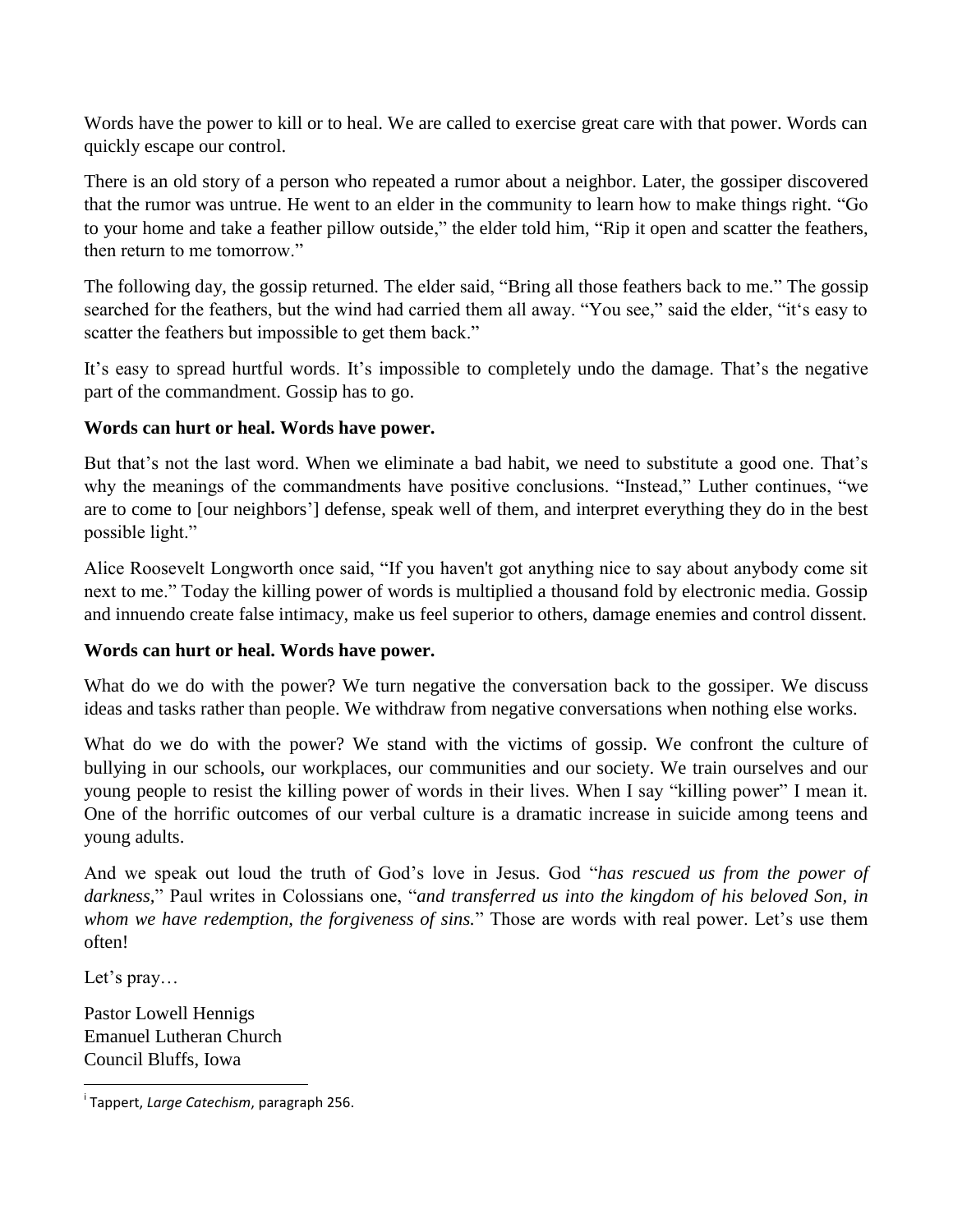Words have the power to kill or to heal. We are called to exercise great care with that power. Words can quickly escape our control.

There is an old story of a person who repeated a rumor about a neighbor. Later, the gossiper discovered that the rumor was untrue. He went to an elder in the community to learn how to make things right. "Go to your home and take a feather pillow outside," the elder told him, "Rip it open and scatter the feathers, then return to me tomorrow."

The following day, the gossip returned. The elder said, "Bring all those feathers back to me." The gossip searched for the feathers, but the wind had carried them all away. "You see," said the elder, "it's easy to scatter the feathers but impossible to get them back."

It's easy to spread hurtful words. It's impossible to completely undo the damage. That's the negative part of the commandment. Gossip has to go.

**Words can hurt or heal. Words have power.**

But that's not the last word. When we eliminate a bad habit, we need to substitute a good one. That's why the meanings of the commandments have positive conclusions. "Instead," Luther continues, "we are to come to [our neighbors'] defense, speak well of them, and interpret everything they do in the best possible light."

Alice Roosevelt Longworth once said, "If you haven't got anything nice to say about anybody come sit next to me." Today the killing power of words is multiplied a thousand fold by electronic media. Gossip and innuendo create false intimacy, make us feel superior to others, damage enemies and control dissent.

**Words can hurt or heal. Words have power.**

What do we do with the power? We turn negative the conversation back to the gossiper. We discuss ideas and tasks rather than people. We withdraw from negative conversations when nothing else works.

What do we do with the power? We stand with the victims of gossip. We confront the culture of bullying in our schools, our workplaces, our communities and our society. We train ourselves and our young people to resist the killing power of words in their lives. When I say "killing power" I mean it. One of the horrific outcomes of our verbal culture is a dramatic increase in suicide among teens and young adults.

And we speak out loud the truth of God's love in Jesus. God "*has rescued us from the power of darkness,*" Paul writes in Colossians one, "*and transferred us into the kingdom of his beloved Son, in whom we have redemption, the forgiveness of sins.*" Those are words with real power. Let's use them often!

Let's pray…

Pastor Lowell Hennigs
Emanuel Lutheran Church
Council Bluffs, Iowa

---

[i] Tappert, *Large Catechism*, paragraph 256.